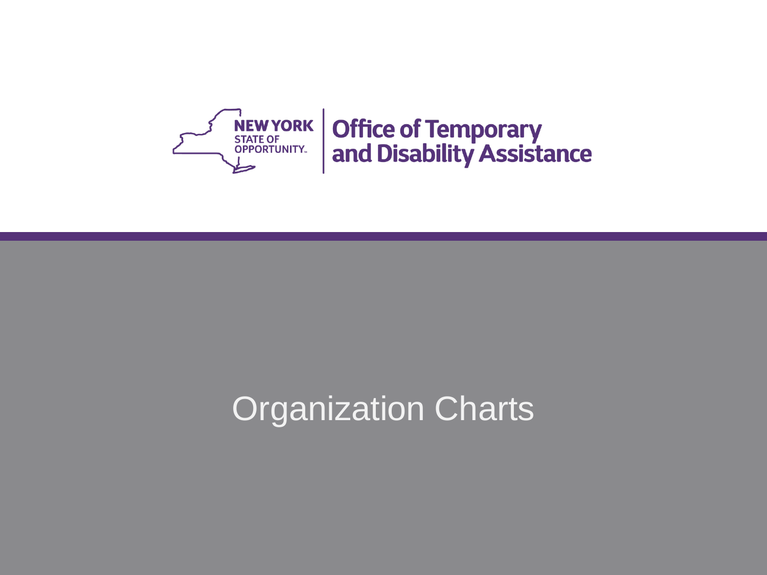NEW YORK STATE OF OPPORTUNITY.

Office of Temporary and Disability Assistance

# Organization Charts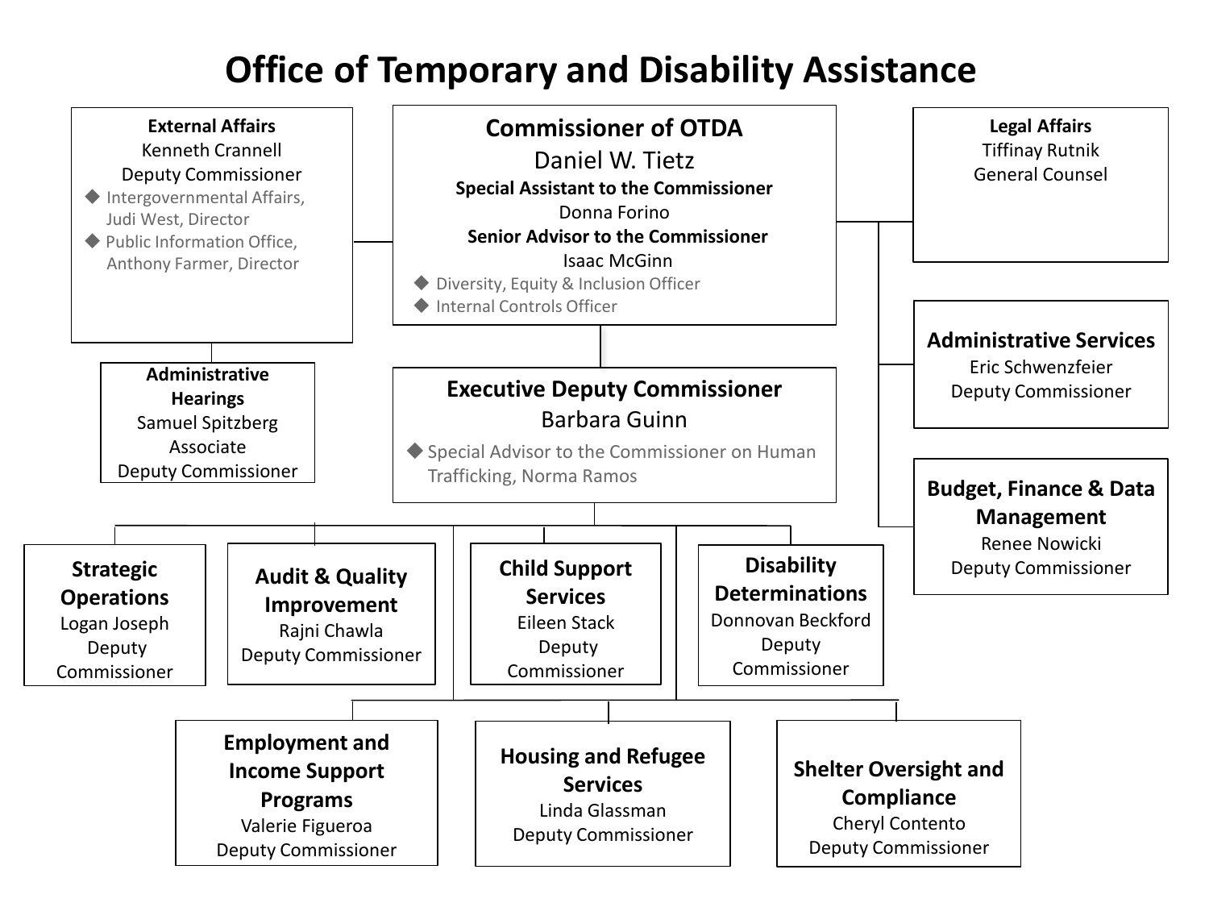# Office of Temporary and Disability Assistance

## Commissioner of OTDA

Daniel W. Tietz

**Special Assistant to the Commissioner**
Donna Forino

**Senior Advisor to the Commissioner**
Isaac McGinn

- Diversity, Equity & Inclusion Officer
- Internal Controls Officer

### External Affairs

Kenneth Crannell
Deputy Commissioner

- Intergovernmental Affairs, Judi West, Director
- Public Information Office, Anthony Farmer, Director

#### Administrative Hearings

Samuel Spitzberg
Associate Deputy Commissioner

### Legal Affairs

Tiffinay Rutnik
General Counsel

### Administrative Services

Eric Schwenzfeier
Deputy Commissioner

### Budget, Finance & Data Management

Renee Nowicki
Deputy Commissioner

### Executive Deputy Commissioner

Barbara Guinn

- Special Advisor to the Commissioner on Human Trafficking, Norma Ramos

#### Strategic Operations

Logan Joseph
Deputy Commissioner

#### Audit & Quality Improvement

Rajni Chawla
Deputy Commissioner

#### Child Support Services

Eileen Stack
Deputy Commissioner

#### Disability Determinations

Donnovan Beckford
Deputy Commissioner

#### Employment and Income Support Programs

Valerie Figueroa
Deputy Commissioner

#### Housing and Refugee Services

Linda Glassman
Deputy Commissioner

#### Shelter Oversight and Compliance

Cheryl Contento
Deputy Commissioner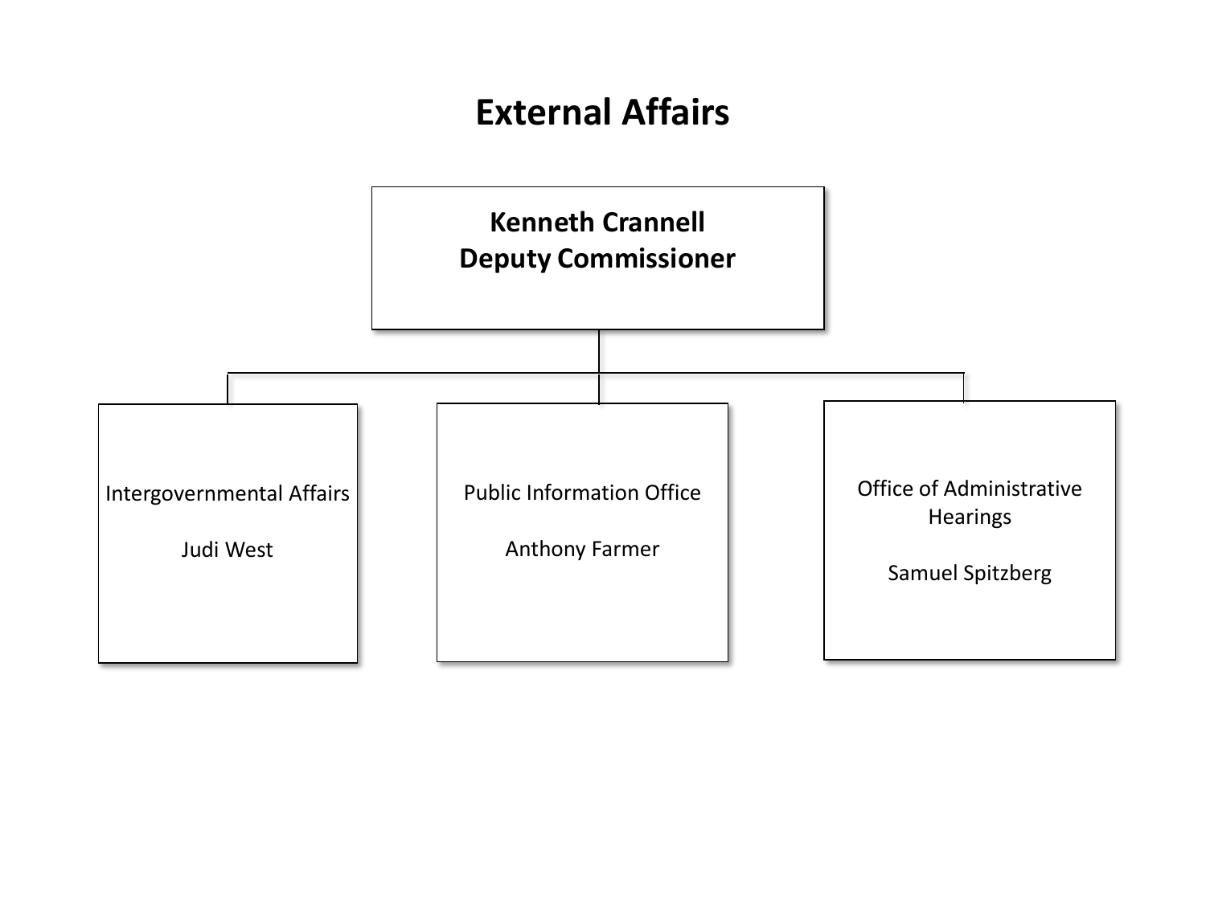# External Affairs

**Kenneth Crannell**
**Deputy Commissioner**

- Intergovernmental Affairs

  Judi West

- Public Information Office

  Anthony Farmer

- Office of Administrative Hearings

  Samuel Spitzberg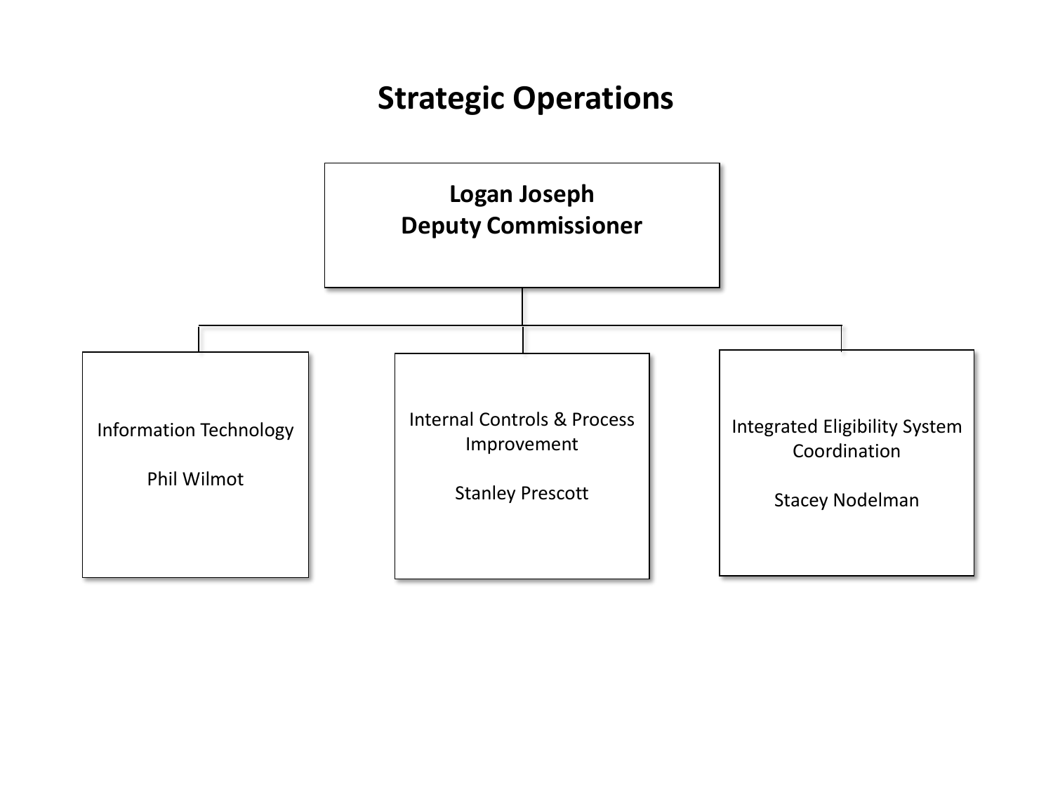# Strategic Operations

**Logan Joseph**
**Deputy Commissioner**

- Information Technology

  Phil Wilmot

- Internal Controls & Process Improvement

  Stanley Prescott

- Integrated Eligibility System Coordination

  Stacey Nodelman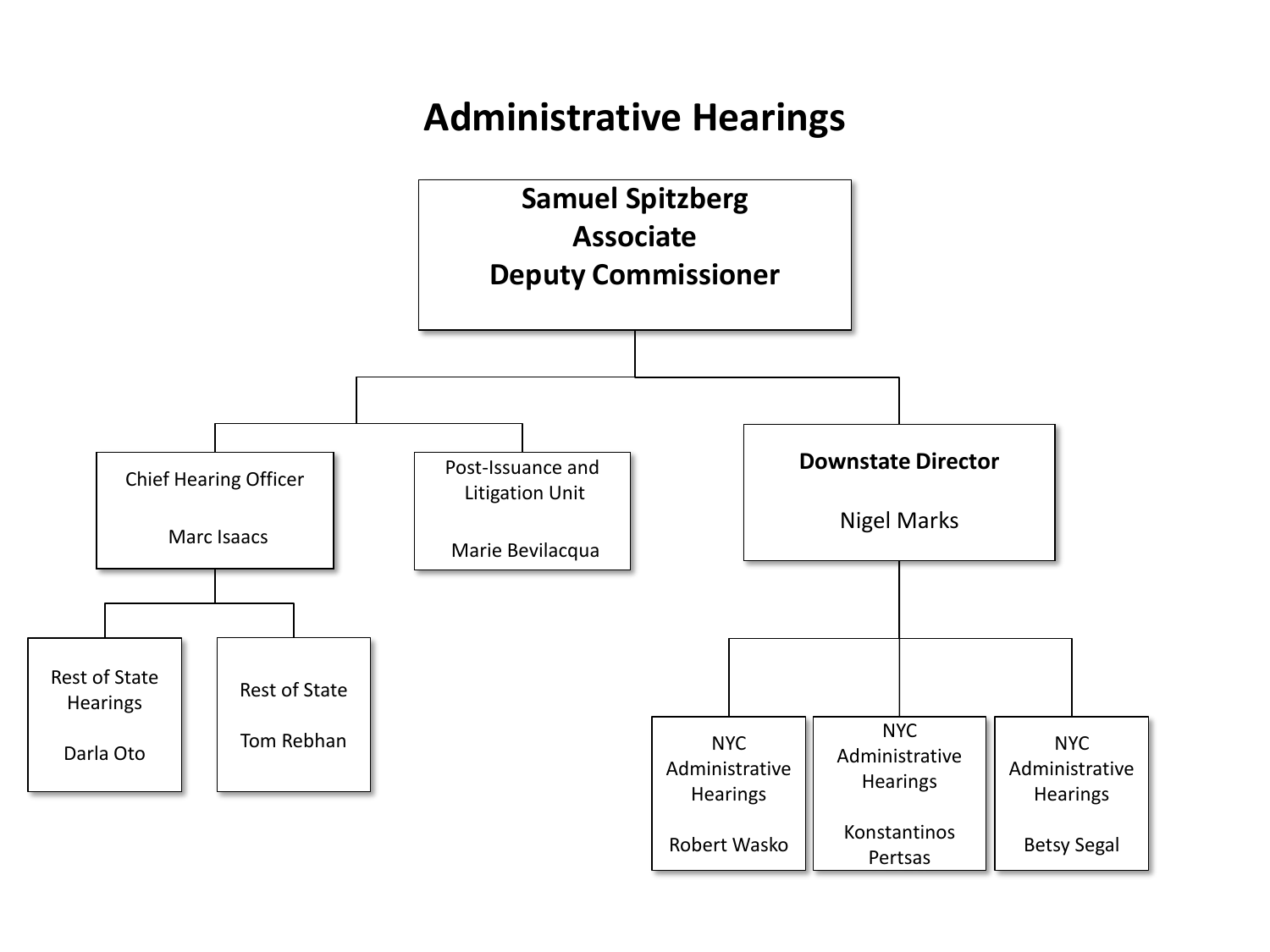# Administrative Hearings

- **Samuel Spitzberg**
  **Associate Deputy Commissioner**
  - Chief Hearing Officer
    Marc Isaacs
    - Rest of State Hearings
      Darla Oto
    - Rest of State
      Tom Rebhan
  - Post-Issuance and Litigation Unit
    Marie Bevilacqua
  - **Downstate Director**
    Nigel Marks
    - NYC Administrative Hearings
      Robert Wasko
    - NYC Administrative Hearings
      Konstantinos Pertsas
    - NYC Administrative Hearings
      Betsy Segal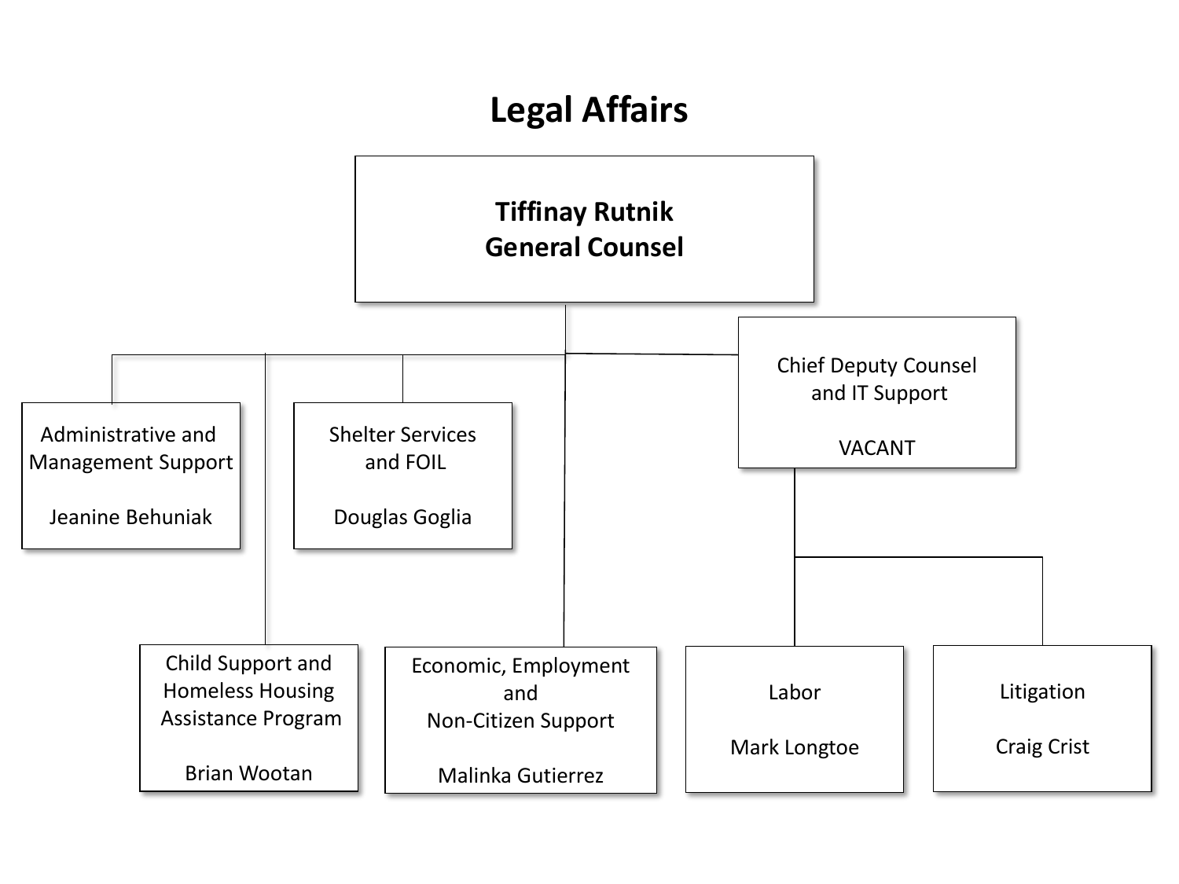# Legal Affairs

**Tiffinay Rutnik**
**General Counsel**

- Administrative and Management Support — Jeanine Behuniak
- Shelter Services and FOIL — Douglas Goglia
- Child Support and Homeless Housing Assistance Program — Brian Wootan
- Economic, Employment and Non-Citizen Support — Malinka Gutierrez
- Chief Deputy Counsel and IT Support — VACANT
  - Labor — Mark Longtoe
  - Litigation — Craig Crist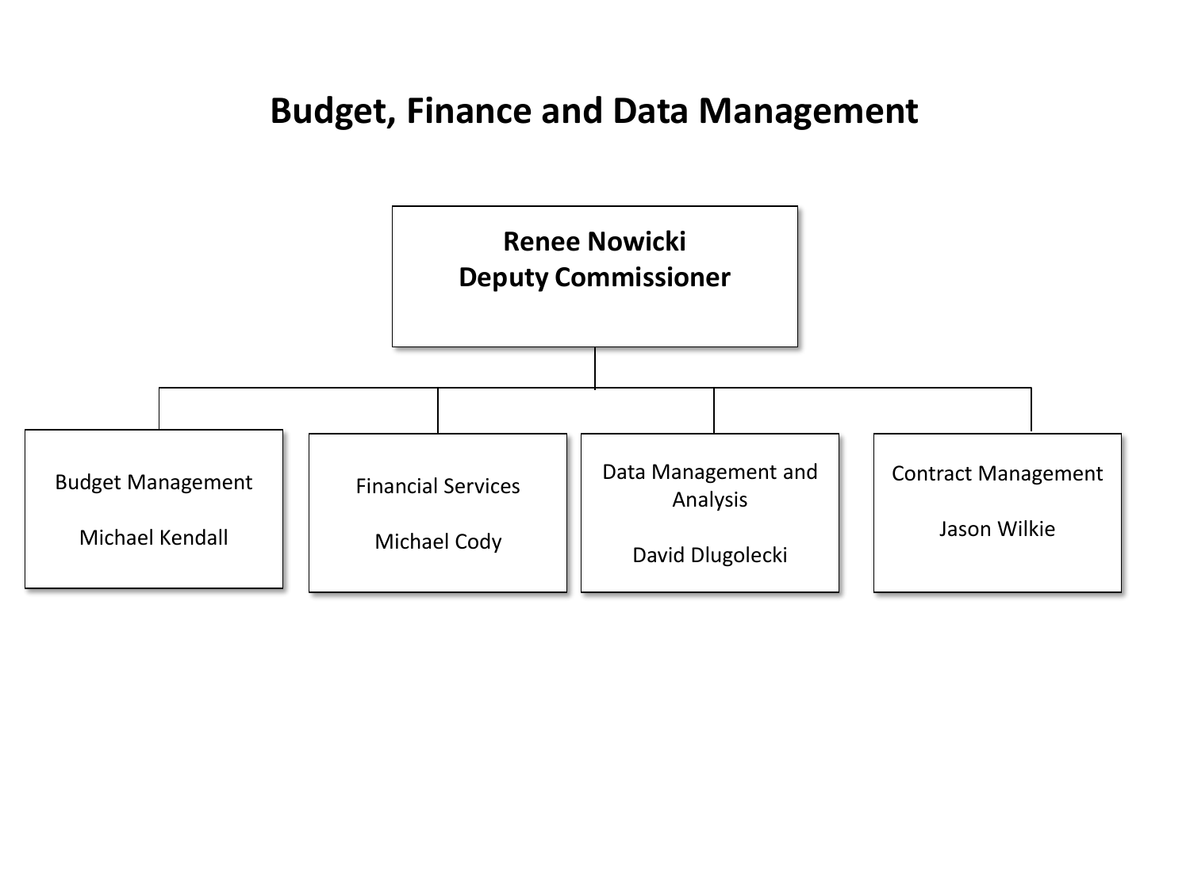# Budget, Finance and Data Management

**Renee Nowicki**
**Deputy Commissioner**

- Budget Management

  Michael Kendall

- Financial Services

  Michael Cody

- Data Management and Analysis

  David Dlugolecki

- Contract Management

  Jason Wilkie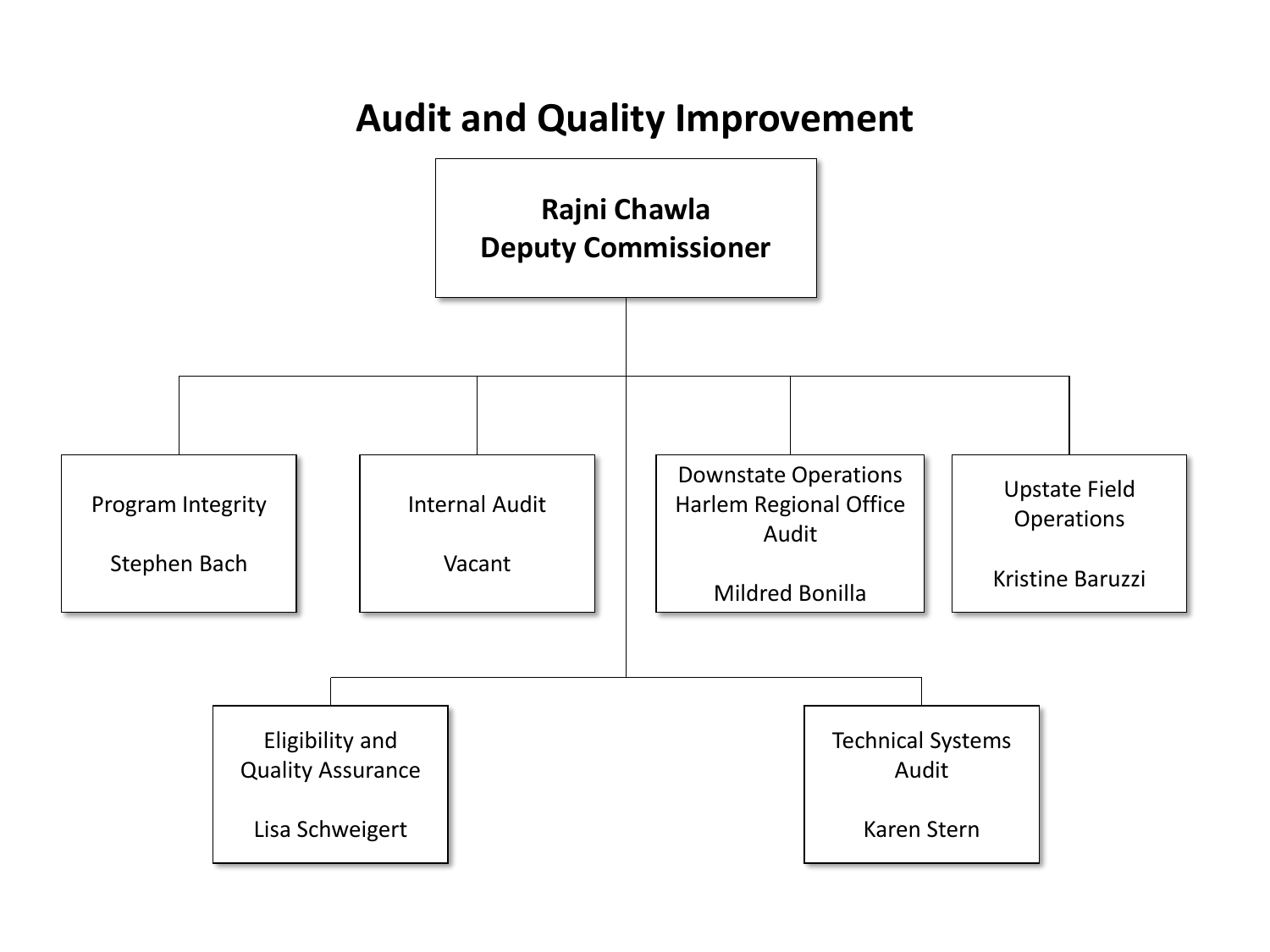# Audit and Quality Improvement

**Rajni Chawla**
**Deputy Commissioner**

- Program Integrity
  - Stephen Bach
- Internal Audit
  - Vacant
- Downstate Operations Harlem Regional Office Audit
  - Mildred Bonilla
- Upstate Field Operations
  - Kristine Baruzzi
- Eligibility and Quality Assurance
  - Lisa Schweigert
- Technical Systems Audit
  - Karen Stern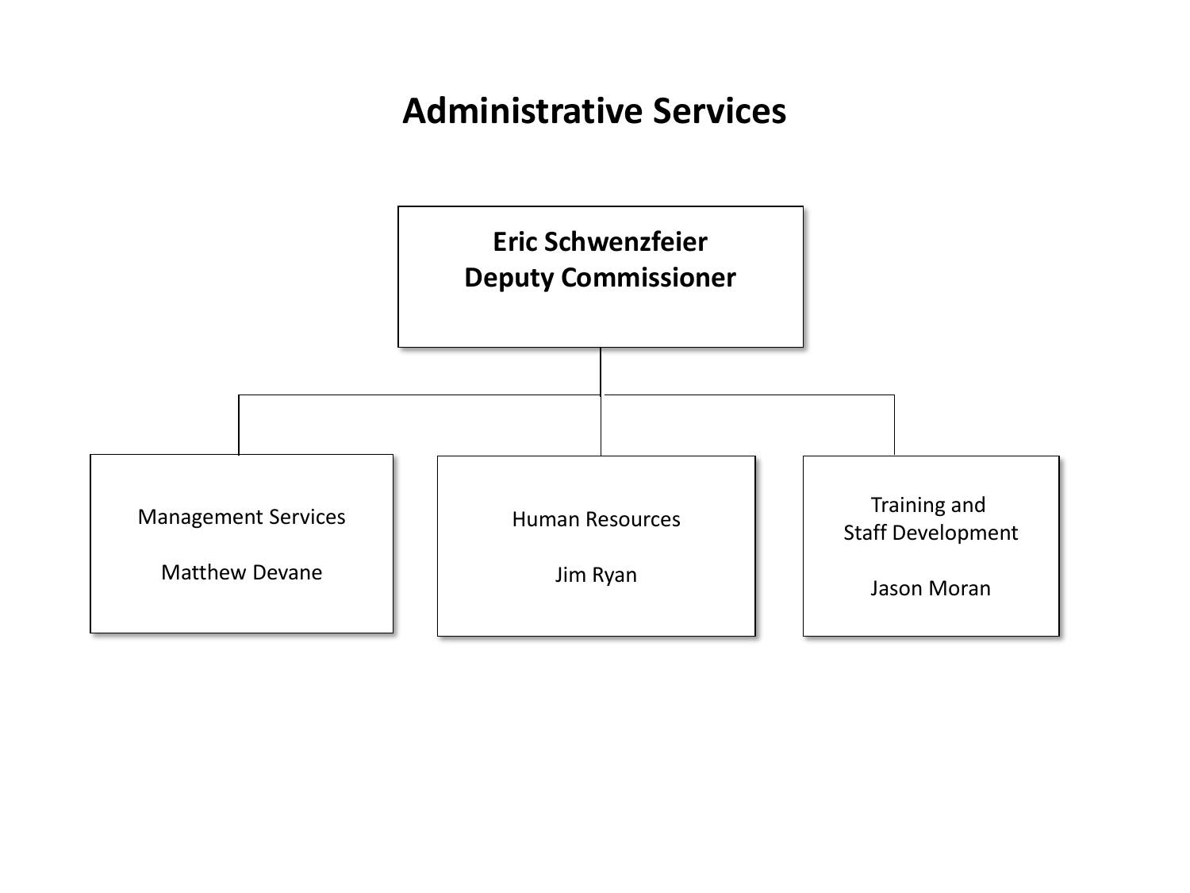# Administrative Services

**Eric Schwenzfeier**
**Deputy Commissioner**

- Management Services

  Matthew Devane

- Human Resources

  Jim Ryan

- Training and Staff Development

  Jason Moran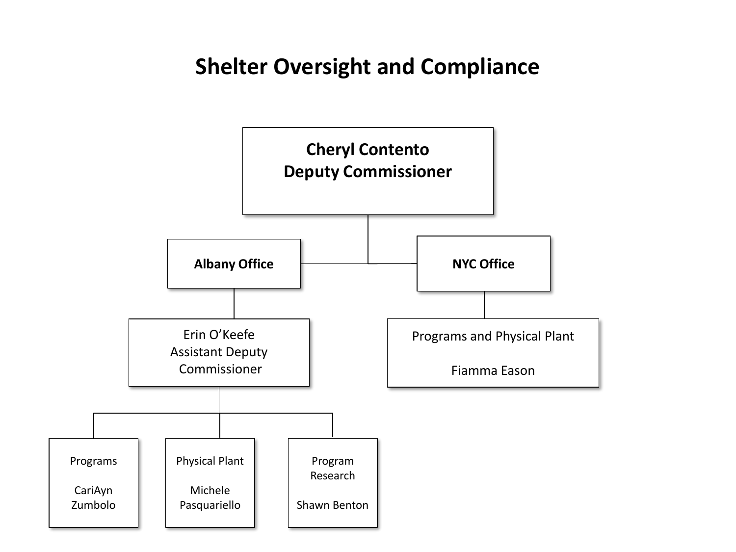# Shelter Oversight and Compliance

**Cheryl Contento**
**Deputy Commissioner**

- **Albany Office**
  - Erin O’Keefe
    Assistant Deputy Commissioner
    - Programs
      CariAyn Zumbolo
    - Physical Plant
      Michele Pasquariello
    - Program Research
      Shawn Benton
- **NYC Office**
  - Programs and Physical Plant
    Fiamma Eason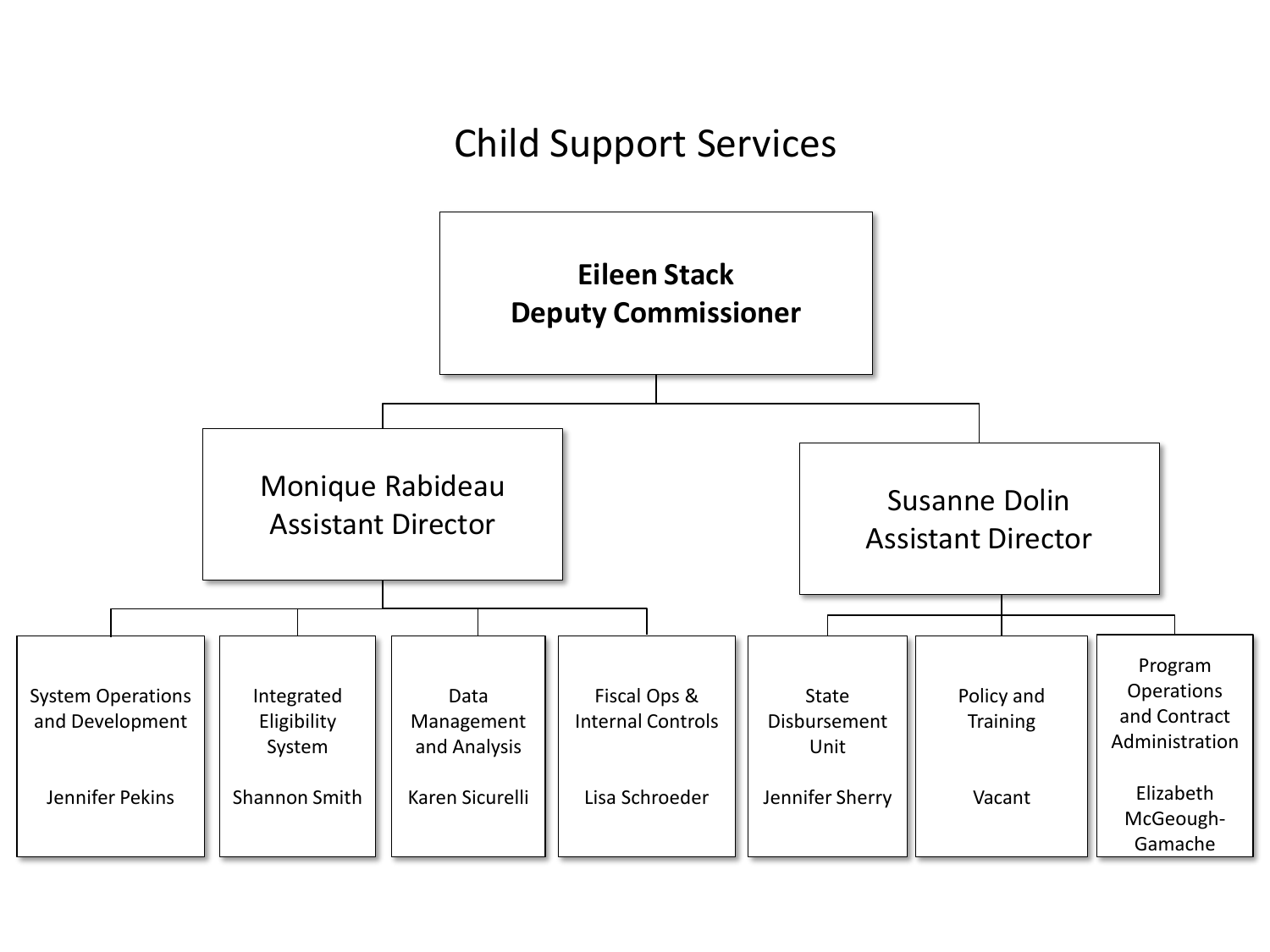# Child Support Services

**Eileen Stack**
**Deputy Commissioner**

- Monique Rabideau
  Assistant Director
  - System Operations and Development — Jennifer Pekins
  - Integrated Eligibility System — Shannon Smith
  - Data Management and Analysis — Karen Sicurelli
  - Fiscal Ops & Internal Controls — Lisa Schroeder
- Susanne Dolin
  Assistant Director
  - State Disbursement Unit — Jennifer Sherry
  - Policy and Training — Vacant
  - Program Operations and Contract Administration — Elizabeth McGeough-Gamache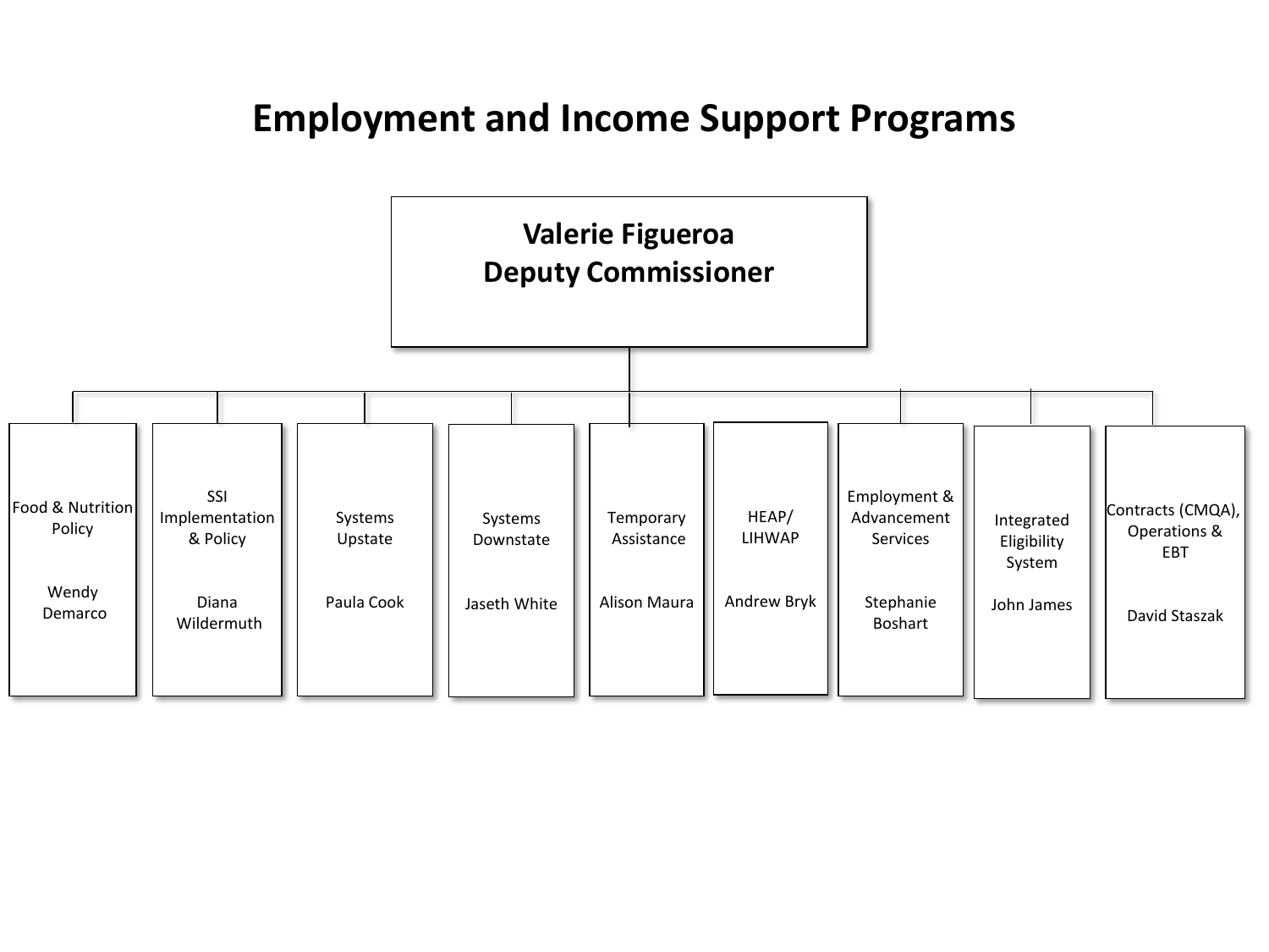# Employment and Income Support Programs

**Valerie Figueroa**
**Deputy Commissioner**

- Food & Nutrition Policy — Wendy Demarco
- SSI Implementation & Policy — Diana Wildermuth
- Systems Upstate — Paula Cook
- Systems Downstate — Jaseth White
- Temporary Assistance — Alison Maura
- HEAP/ LIHWAP — Andrew Bryk
- Employment & Advancement Services — Stephanie Boshart
- Integrated Eligibility System — John James
- Contracts (CMQA), Operations & EBT — David Staszak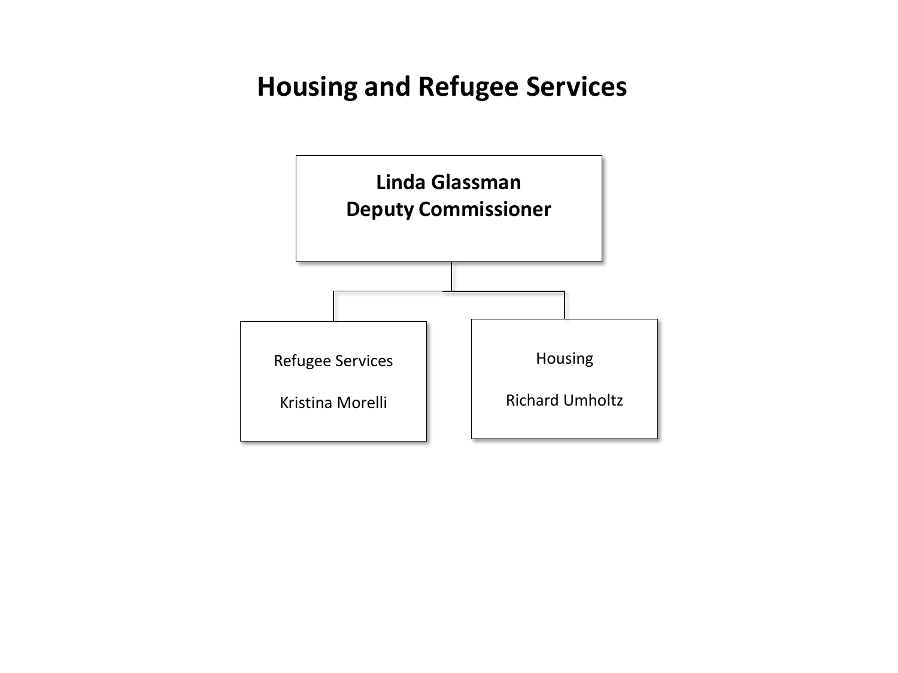# Housing and Refugee Services

**Linda Glassman**
**Deputy Commissioner**

- Refugee Services

  Kristina Morelli

- Housing

  Richard Umholtz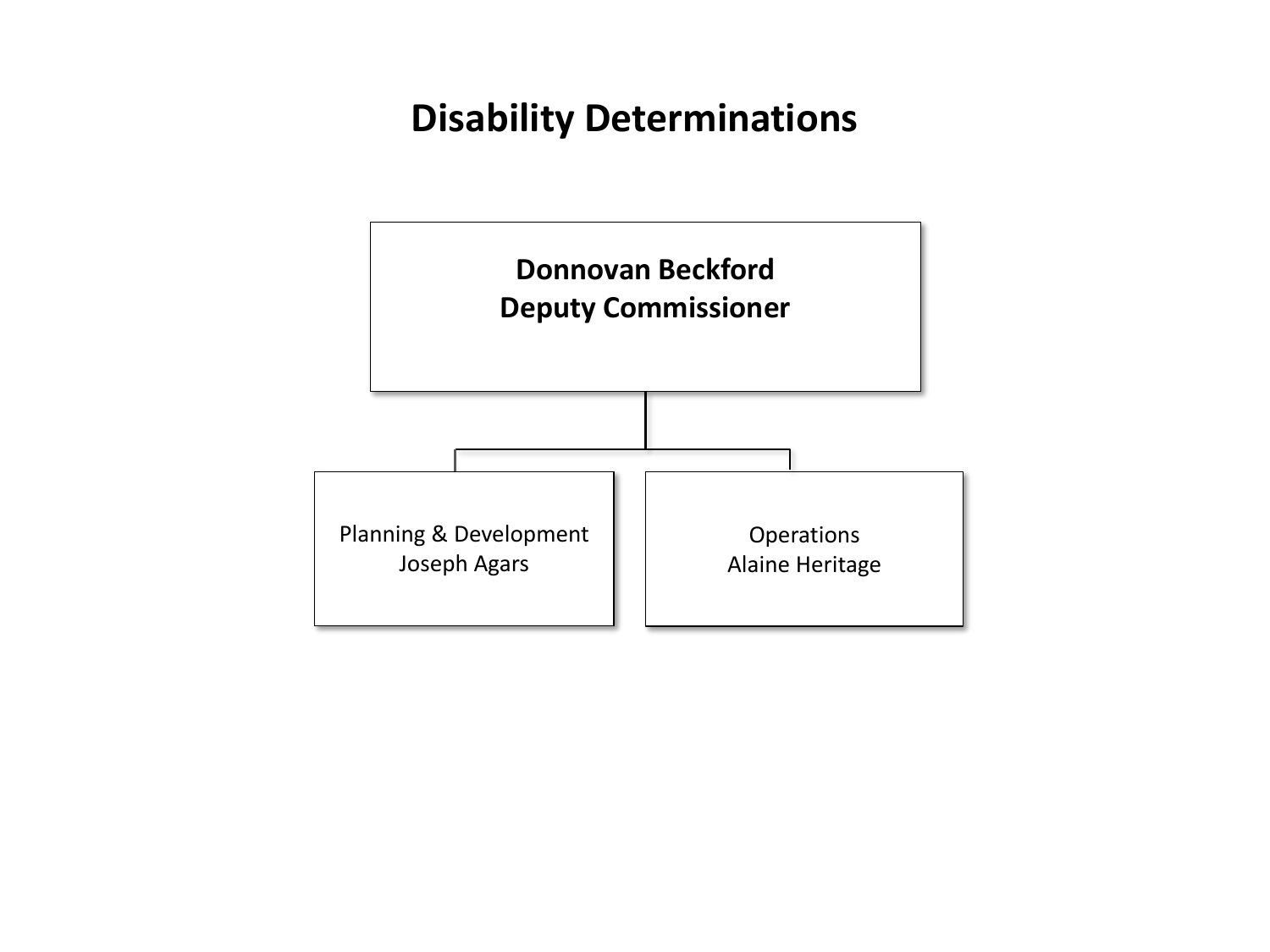# Disability Determinations

**Donnovan Beckford**
**Deputy Commissioner**

Planning & Development
Joseph Agars

Operations
Alaine Heritage